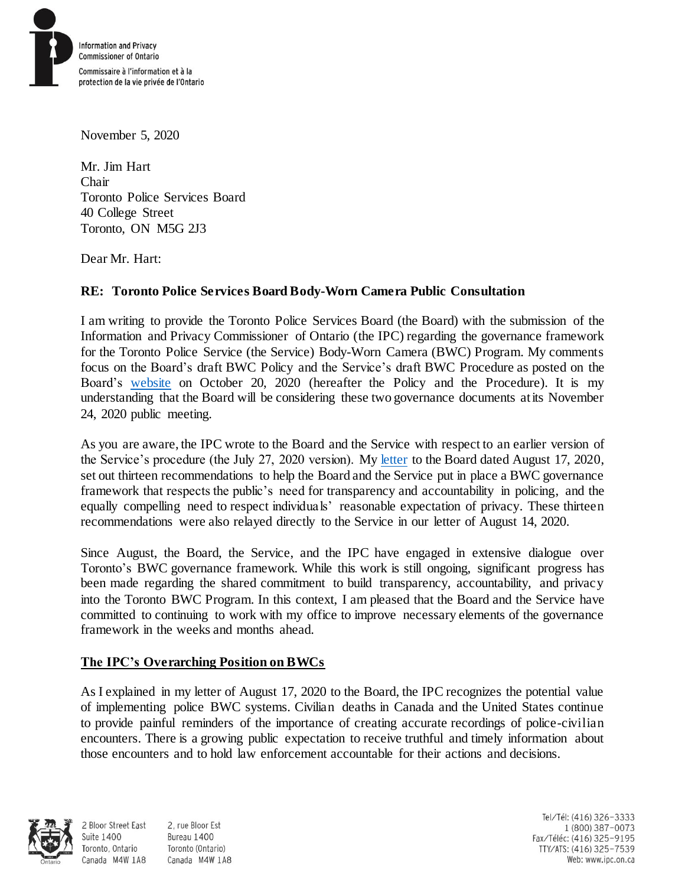Information and Privacy Commissioner of Ontario

Commissaire à l'information et à la protection de la vie privée de l'Ontario

November 5, 2020

Mr. Jim Hart
Chair
Toronto Police Services Board
40 College Street
Toronto, ON M5G 2J3

Dear Mr. Hart:

**RE: Toronto Police Services Board Body-Worn Camera Public Consultation**

I am writing to provide the Toronto Police Services Board (the Board) with the submission of the Information and Privacy Commissioner of Ontario (the IPC) regarding the governance framework for the Toronto Police Service (the Service) Body-Worn Camera (BWC) Program. My comments focus on the Board's draft BWC Policy and the Service's draft BWC Procedure as posted on the Board's website on October 20, 2020 (hereafter the Policy and the Procedure). It is my understanding that the Board will be considering these two governance documents at its November 24, 2020 public meeting.

As you are aware, the IPC wrote to the Board and the Service with respect to an earlier version of the Service's procedure (the July 27, 2020 version). My letter to the Board dated August 17, 2020, set out thirteen recommendations to help the Board and the Service put in place a BWC governance framework that respects the public's need for transparency and accountability in policing, and the equally compelling need to respect individuals' reasonable expectation of privacy. These thirteen recommendations were also relayed directly to the Service in our letter of August 14, 2020.

Since August, the Board, the Service, and the IPC have engaged in extensive dialogue over Toronto's BWC governance framework. While this work is still ongoing, significant progress has been made regarding the shared commitment to build transparency, accountability, and privacy into the Toronto BWC Program. In this context, I am pleased that the Board and the Service have committed to continuing to work with my office to improve necessary elements of the governance framework in the weeks and months ahead.

## The IPC's Overarching Position on BWCs

As I explained in my letter of August 17, 2020 to the Board, the IPC recognizes the potential value of implementing police BWC systems. Civilian deaths in Canada and the United States continue to provide painful reminders of the importance of creating accurate recordings of police-civilian encounters. There is a growing public expectation to receive truthful and timely information about those encounters and to hold law enforcement accountable for their actions and decisions.

2 Bloor Street East
Suite 1400
Toronto, Ontario
Canada M4W 1A8

2, rue Bloor Est
Bureau 1400
Toronto (Ontario)
Canada M4W 1A8

Tel/Tél: (416) 326-3333
1 (800) 387-0073
Fax/Téléc: (416) 325-9195
TTY/ATS: (416) 325-7539
Web: www.ipc.on.ca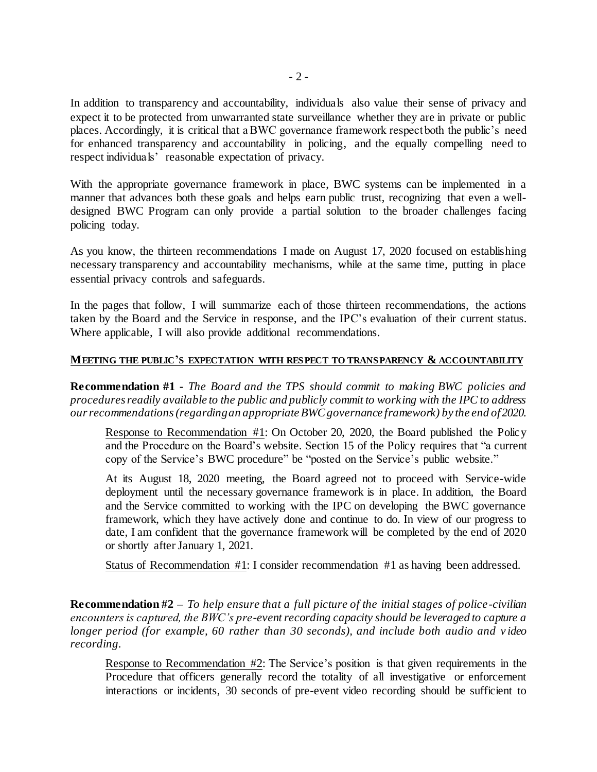In addition to transparency and accountability, individuals also value their sense of privacy and expect it to be protected from unwarranted state surveillance whether they are in private or public places. Accordingly, it is critical that a BWC governance framework respect both the public's need for enhanced transparency and accountability in policing, and the equally compelling need to respect individuals' reasonable expectation of privacy.

With the appropriate governance framework in place, BWC systems can be implemented in a manner that advances both these goals and helps earn public trust, recognizing that even a well-designed BWC Program can only provide a partial solution to the broader challenges facing policing today.

As you know, the thirteen recommendations I made on August 17, 2020 focused on establishing necessary transparency and accountability mechanisms, while at the same time, putting in place essential privacy controls and safeguards.

In the pages that follow, I will summarize each of those thirteen recommendations, the actions taken by the Board and the Service in response, and the IPC's evaluation of their current status. Where applicable, I will also provide additional recommendations.

## MEETING THE PUBLIC'S EXPECTATION WITH RESPECT TO TRANSPARENCY & ACCOUNTABILITY

**Recommendation #1** - *The Board and the TPS should commit to making BWC policies and procedures readily available to the public and publicly commit to working with the IPC to address our recommendations (regarding an appropriate BWC governance framework) by the end of 2020.*

> Response to Recommendation #1: On October 20, 2020, the Board published the Policy and the Procedure on the Board's website. Section 15 of the Policy requires that "a current copy of the Service's BWC procedure" be "posted on the Service's public website."
>
> At its August 18, 2020 meeting, the Board agreed not to proceed with Service-wide deployment until the necessary governance framework is in place. In addition, the Board and the Service committed to working with the IPC on developing the BWC governance framework, which they have actively done and continue to do. In view of our progress to date, I am confident that the governance framework will be completed by the end of 2020 or shortly after January 1, 2021.
>
> Status of Recommendation #1: I consider recommendation #1 as having been addressed.

**Recommendation #2** – *To help ensure that a full picture of the initial stages of police-civilian encounters is captured, the BWC's pre-event recording capacity should be leveraged to capture a longer period (for example, 60 rather than 30 seconds), and include both audio and video recording.*

> Response to Recommendation #2: The Service's position is that given requirements in the Procedure that officers generally record the totality of all investigative or enforcement interactions or incidents, 30 seconds of pre-event video recording should be sufficient to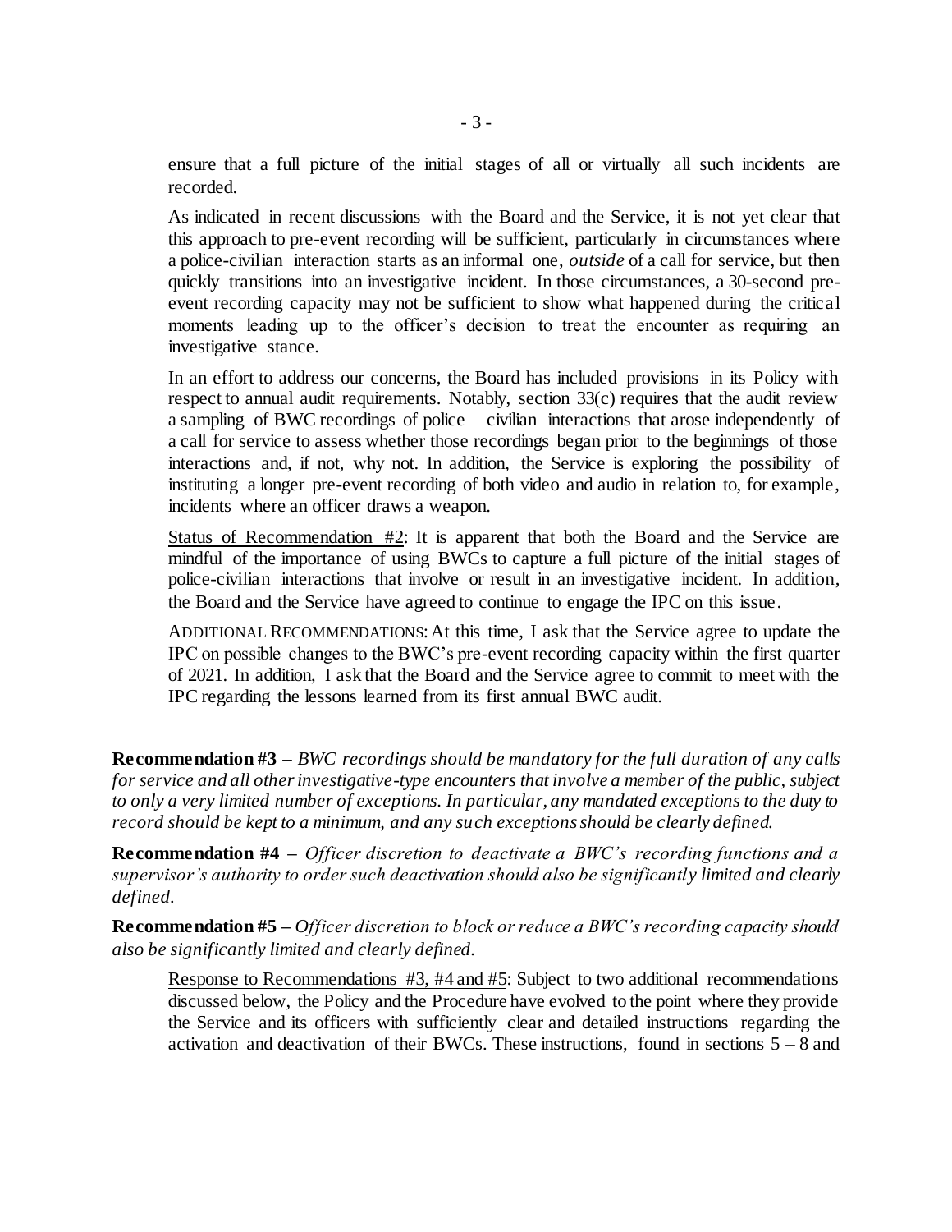ensure that a full picture of the initial stages of all or virtually all such incidents are recorded.

As indicated in recent discussions with the Board and the Service, it is not yet clear that this approach to pre-event recording will be sufficient, particularly in circumstances where a police-civilian interaction starts as an informal one, *outside* of a call for service, but then quickly transitions into an investigative incident. In those circumstances, a 30-second pre-event recording capacity may not be sufficient to show what happened during the critical moments leading up to the officer's decision to treat the encounter as requiring an investigative stance.

In an effort to address our concerns, the Board has included provisions in its Policy with respect to annual audit requirements. Notably, section 33(c) requires that the audit review a sampling of BWC recordings of police – civilian interactions that arose independently of a call for service to assess whether those recordings began prior to the beginnings of those interactions and, if not, why not. In addition, the Service is exploring the possibility of instituting a longer pre-event recording of both video and audio in relation to, for example, incidents where an officer draws a weapon.

<u>Status of Recommendation #2</u>: It is apparent that both the Board and the Service are mindful of the importance of using BWCs to capture a full picture of the initial stages of police-civilian interactions that involve or result in an investigative incident. In addition, the Board and the Service have agreed to continue to engage the IPC on this issue.

<u>ADDITIONAL RECOMMENDATIONS</u>: At this time, I ask that the Service agree to update the IPC on possible changes to the BWC's pre-event recording capacity within the first quarter of 2021. In addition, I ask that the Board and the Service agree to commit to meet with the IPC regarding the lessons learned from its first annual BWC audit.

**Recommendation #3 –** *BWC recordings should be mandatory for the full duration of any calls for service and all other investigative-type encounters that involve a member of the public, subject to only a very limited number of exceptions. In particular, any mandated exceptions to the duty to record should be kept to a minimum, and any such exceptions should be clearly defined.*

**Recommendation #4 –** *Officer discretion to deactivate a BWC's recording functions and a supervisor's authority to order such deactivation should also be significantly limited and clearly defined.*

**Recommendation #5 –** *Officer discretion to block or reduce a BWC's recording capacity should also be significantly limited and clearly defined.*

<u>Response to Recommendations #3, #4 and #5</u>: Subject to two additional recommendations discussed below, the Policy and the Procedure have evolved to the point where they provide the Service and its officers with sufficiently clear and detailed instructions regarding the activation and deactivation of their BWCs. These instructions, found in sections 5 – 8 and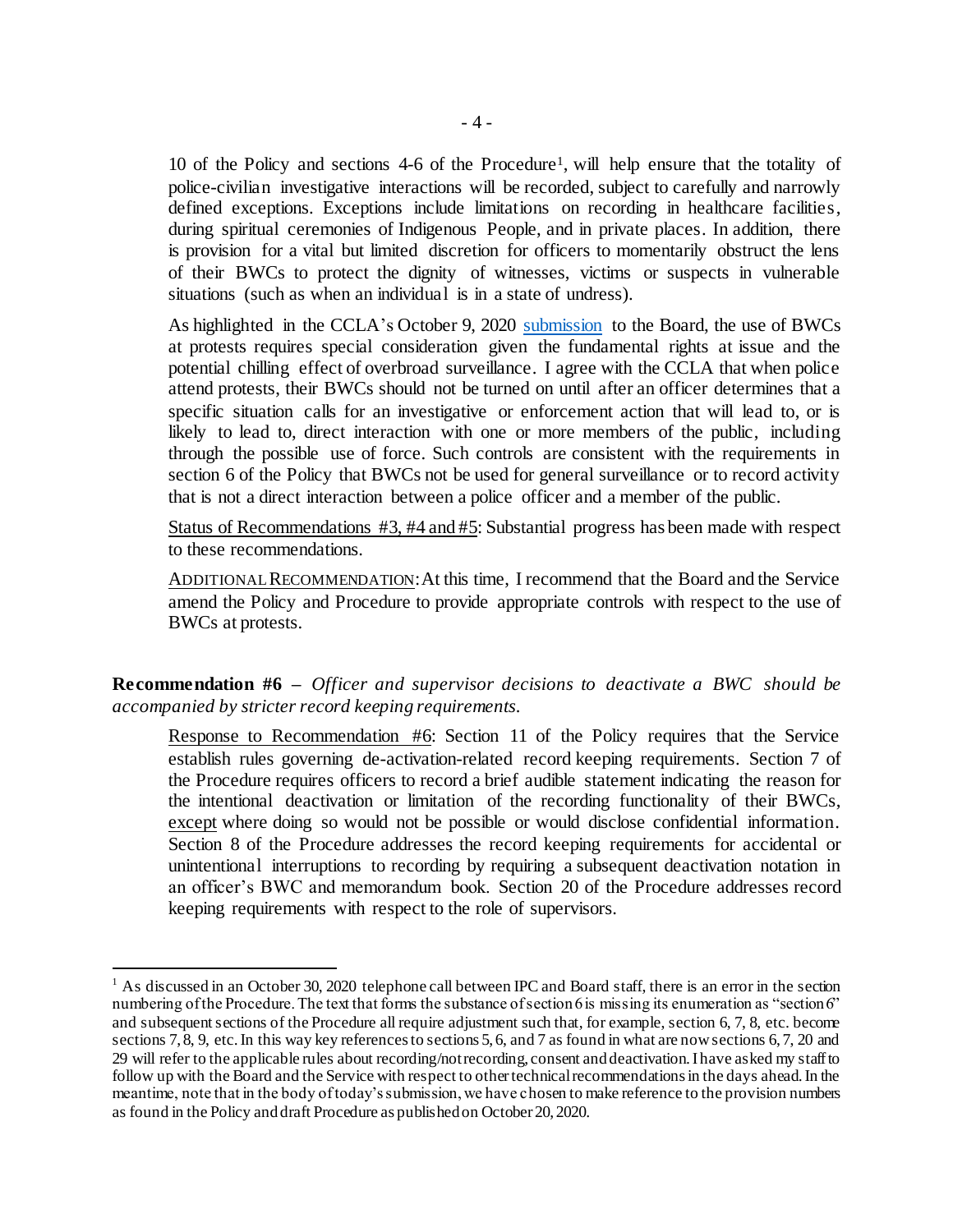10 of the Policy and sections 4-6 of the Procedure[1], will help ensure that the totality of police-civilian investigative interactions will be recorded, subject to carefully and narrowly defined exceptions. Exceptions include limitations on recording in healthcare facilities, during spiritual ceremonies of Indigenous People, and in private places. In addition, there is provision for a vital but limited discretion for officers to momentarily obstruct the lens of their BWCs to protect the dignity of witnesses, victims or suspects in vulnerable situations (such as when an individual is in a state of undress).

As highlighted in the CCLA's October 9, 2020 submission to the Board, the use of BWCs at protests requires special consideration given the fundamental rights at issue and the potential chilling effect of overbroad surveillance. I agree with the CCLA that when police attend protests, their BWCs should not be turned on until after an officer determines that a specific situation calls for an investigative or enforcement action that will lead to, or is likely to lead to, direct interaction with one or more members of the public, including through the possible use of force. Such controls are consistent with the requirements in section 6 of the Policy that BWCs not be used for general surveillance or to record activity that is not a direct interaction between a police officer and a member of the public.

Status of Recommendations #3, #4 and #5: Substantial progress has been made with respect to these recommendations.

ADDITIONAL RECOMMENDATION: At this time, I recommend that the Board and the Service amend the Policy and Procedure to provide appropriate controls with respect to the use of BWCs at protests.

**Recommendation #6** – *Officer and supervisor decisions to deactivate a BWC should be accompanied by stricter record keeping requirements.*

Response to Recommendation #6: Section 11 of the Policy requires that the Service establish rules governing de-activation-related record keeping requirements. Section 7 of the Procedure requires officers to record a brief audible statement indicating the reason for the intentional deactivation or limitation of the recording functionality of their BWCs, except where doing so would not be possible or would disclose confidential information. Section 8 of the Procedure addresses the record keeping requirements for accidental or unintentional interruptions to recording by requiring a subsequent deactivation notation in an officer's BWC and memorandum book. Section 20 of the Procedure addresses record keeping requirements with respect to the role of supervisors.

---

[1] As discussed in an October 30, 2020 telephone call between IPC and Board staff, there is an error in the section numbering of the Procedure. The text that forms the substance of section 6 is missing its enumeration as "section 6" and subsequent sections of the Procedure all require adjustment such that, for example, section 6, 7, 8, etc. become sections 7, 8, 9, etc. In this way key references to sections 5, 6, and 7 as found in what are now sections 6, 7, 20 and 29 will refer to the applicable rules about recording/not recording, consent and deactivation. I have asked my staff to follow up with the Board and the Service with respect to other technical recommendations in the days ahead. In the meantime, note that in the body of today's submission, we have chosen to make reference to the provision numbers as found in the Policy and draft Procedure as published on October 20, 2020.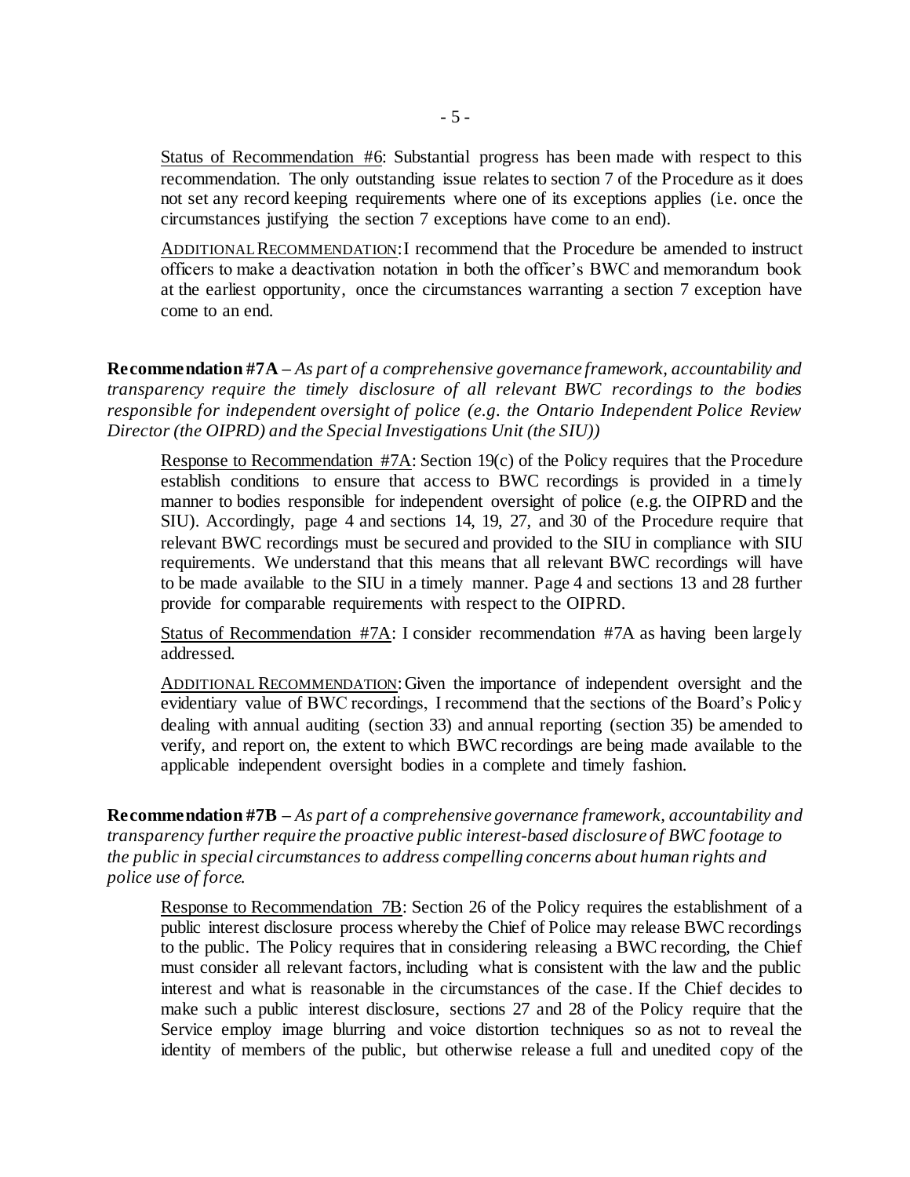Status of Recommendation #6: Substantial progress has been made with respect to this recommendation. The only outstanding issue relates to section 7 of the Procedure as it does not set any record keeping requirements where one of its exceptions applies (i.e. once the circumstances justifying the section 7 exceptions have come to an end).

ADDITIONAL RECOMMENDATION: I recommend that the Procedure be amended to instruct officers to make a deactivation notation in both the officer's BWC and memorandum book at the earliest opportunity, once the circumstances warranting a section 7 exception have come to an end.

**Recommendation #7A** – *As part of a comprehensive governance framework, accountability and transparency require the timely disclosure of all relevant BWC recordings to the bodies responsible for independent oversight of police (e.g. the Ontario Independent Police Review Director (the OIPRD) and the Special Investigations Unit (the SIU))*

Response to Recommendation #7A: Section 19(c) of the Policy requires that the Procedure establish conditions to ensure that access to BWC recordings is provided in a timely manner to bodies responsible for independent oversight of police (e.g. the OIPRD and the SIU). Accordingly, page 4 and sections 14, 19, 27, and 30 of the Procedure require that relevant BWC recordings must be secured and provided to the SIU in compliance with SIU requirements. We understand that this means that all relevant BWC recordings will have to be made available to the SIU in a timely manner. Page 4 and sections 13 and 28 further provide for comparable requirements with respect to the OIPRD.

Status of Recommendation #7A: I consider recommendation #7A as having been largely addressed.

ADDITIONAL RECOMMENDATION: Given the importance of independent oversight and the evidentiary value of BWC recordings, I recommend that the sections of the Board's Policy dealing with annual auditing (section 33) and annual reporting (section 35) be amended to verify, and report on, the extent to which BWC recordings are being made available to the applicable independent oversight bodies in a complete and timely fashion.

**Recommendation #7B** – *As part of a comprehensive governance framework, accountability and transparency further require the proactive public interest-based disclosure of BWC footage to the public in special circumstances to address compelling concerns about human rights and police use of force.*

Response to Recommendation 7B: Section 26 of the Policy requires the establishment of a public interest disclosure process whereby the Chief of Police may release BWC recordings to the public. The Policy requires that in considering releasing a BWC recording, the Chief must consider all relevant factors, including what is consistent with the law and the public interest and what is reasonable in the circumstances of the case. If the Chief decides to make such a public interest disclosure, sections 27 and 28 of the Policy require that the Service employ image blurring and voice distortion techniques so as not to reveal the identity of members of the public, but otherwise release a full and unedited copy of the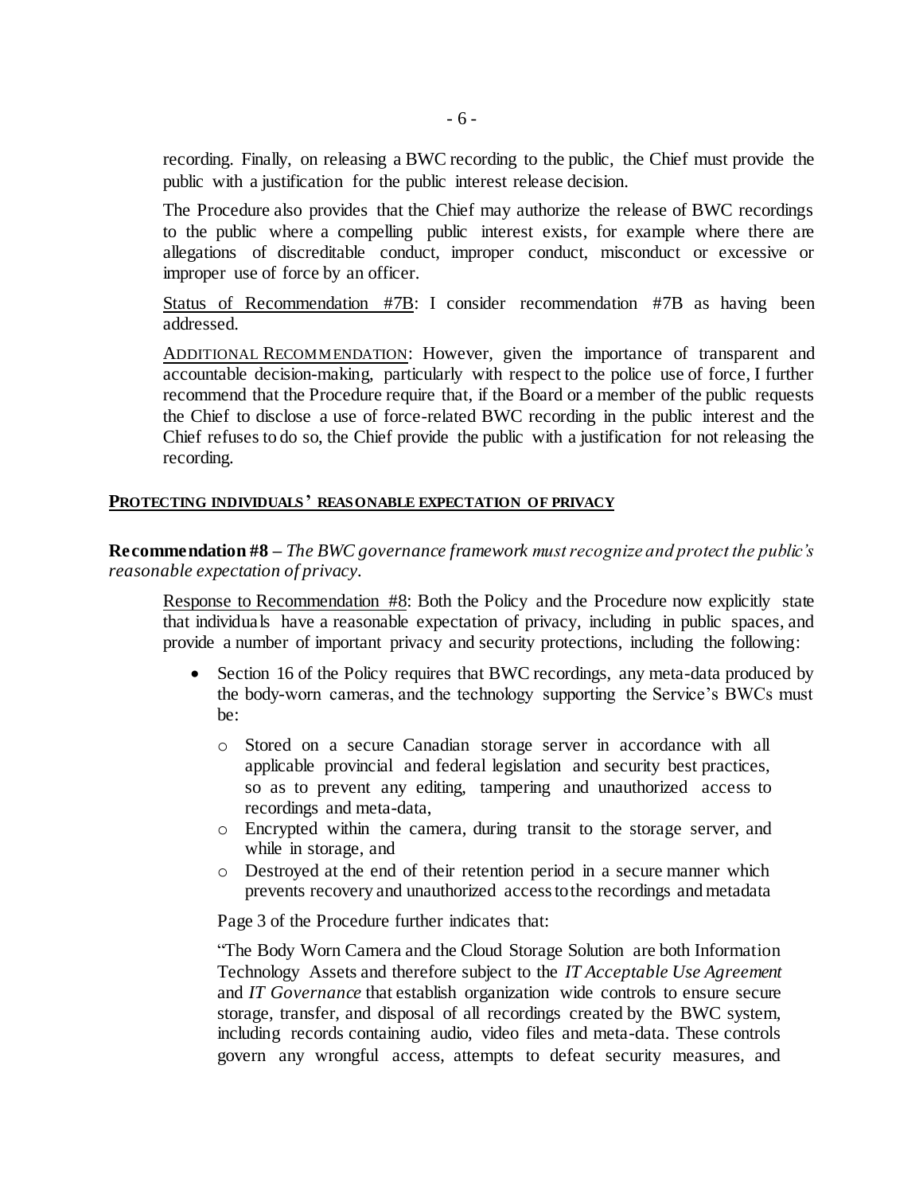recording. Finally, on releasing a BWC recording to the public, the Chief must provide the public with a justification for the public interest release decision.

The Procedure also provides that the Chief may authorize the release of BWC recordings to the public where a compelling public interest exists, for example where there are allegations of discreditable conduct, improper conduct, misconduct or excessive or improper use of force by an officer.

<u>Status of Recommendation #7B</u>: I consider recommendation #7B as having been addressed.

<u>ADDITIONAL RECOMMENDATION</u>: However, given the importance of transparent and accountable decision-making, particularly with respect to the police use of force, I further recommend that the Procedure require that, if the Board or a member of the public requests the Chief to disclose a use of force-related BWC recording in the public interest and the Chief refuses to do so, the Chief provide the public with a justification for not releasing the recording.

## <u>PROTECTING INDIVIDUALS' REASONABLE EXPECTATION OF PRIVACY</u>

**Recommendation #8** – *The BWC governance framework must recognize and protect the public's reasonable expectation of privacy.*

<u>Response to Recommendation #8</u>: Both the Policy and the Procedure now explicitly state that individuals have a reasonable expectation of privacy, including in public spaces, and provide a number of important privacy and security protections, including the following:

- Section 16 of the Policy requires that BWC recordings, any meta-data produced by the body-worn cameras, and the technology supporting the Service's BWCs must be:
  - Stored on a secure Canadian storage server in accordance with all applicable provincial and federal legislation and security best practices, so as to prevent any editing, tampering and unauthorized access to recordings and meta-data,
  - Encrypted within the camera, during transit to the storage server, and while in storage, and
  - Destroyed at the end of their retention period in a secure manner which prevents recovery and unauthorized access to the recordings and metadata

Page 3 of the Procedure further indicates that:

"The Body Worn Camera and the Cloud Storage Solution are both Information Technology Assets and therefore subject to the *IT Acceptable Use Agreement* and *IT Governance* that establish organization wide controls to ensure secure storage, transfer, and disposal of all recordings created by the BWC system, including records containing audio, video files and meta-data. These controls govern any wrongful access, attempts to defeat security measures, and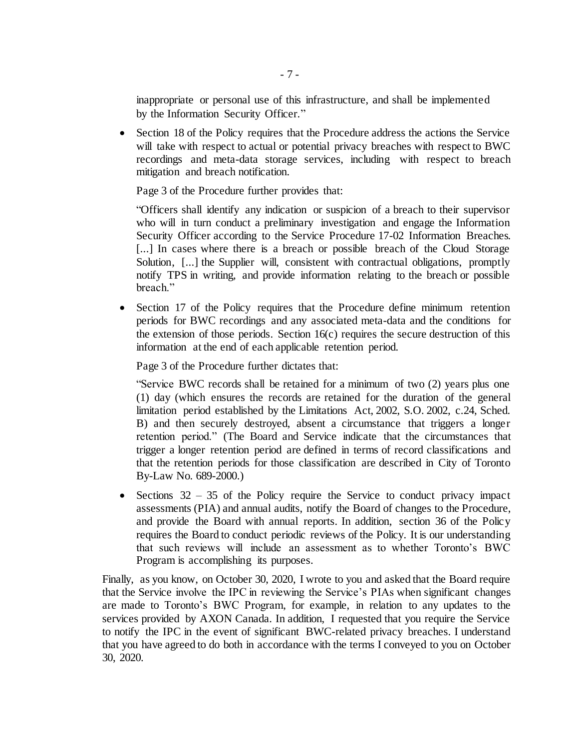inappropriate or personal use of this infrastructure, and shall be implemented by the Information Security Officer."

- Section 18 of the Policy requires that the Procedure address the actions the Service will take with respect to actual or potential privacy breaches with respect to BWC recordings and meta-data storage services, including with respect to breach mitigation and breach notification.

  Page 3 of the Procedure further provides that:

  "Officers shall identify any indication or suspicion of a breach to their supervisor who will in turn conduct a preliminary investigation and engage the Information Security Officer according to the Service Procedure 17-02 Information Breaches. [...] In cases where there is a breach or possible breach of the Cloud Storage Solution, [...] the Supplier will, consistent with contractual obligations, promptly notify TPS in writing, and provide information relating to the breach or possible breach."

- Section 17 of the Policy requires that the Procedure define minimum retention periods for BWC recordings and any associated meta-data and the conditions for the extension of those periods. Section 16(c) requires the secure destruction of this information at the end of each applicable retention period.

  Page 3 of the Procedure further dictates that:

  "Service BWC records shall be retained for a minimum of two (2) years plus one (1) day (which ensures the records are retained for the duration of the general limitation period established by the Limitations Act, 2002, S.O. 2002, c.24, Sched. B) and then securely destroyed, absent a circumstance that triggers a longer retention period." (The Board and Service indicate that the circumstances that trigger a longer retention period are defined in terms of record classifications and that the retention periods for those classification are described in City of Toronto By-Law No. 689-2000.)

- Sections 32 – 35 of the Policy require the Service to conduct privacy impact assessments (PIA) and annual audits, notify the Board of changes to the Procedure, and provide the Board with annual reports. In addition, section 36 of the Policy requires the Board to conduct periodic reviews of the Policy. It is our understanding that such reviews will include an assessment as to whether Toronto's BWC Program is accomplishing its purposes.

Finally, as you know, on October 30, 2020, I wrote to you and asked that the Board require that the Service involve the IPC in reviewing the Service's PIAs when significant changes are made to Toronto's BWC Program, for example, in relation to any updates to the services provided by AXON Canada. In addition, I requested that you require the Service to notify the IPC in the event of significant BWC-related privacy breaches. I understand that you have agreed to do both in accordance with the terms I conveyed to you on October 30, 2020.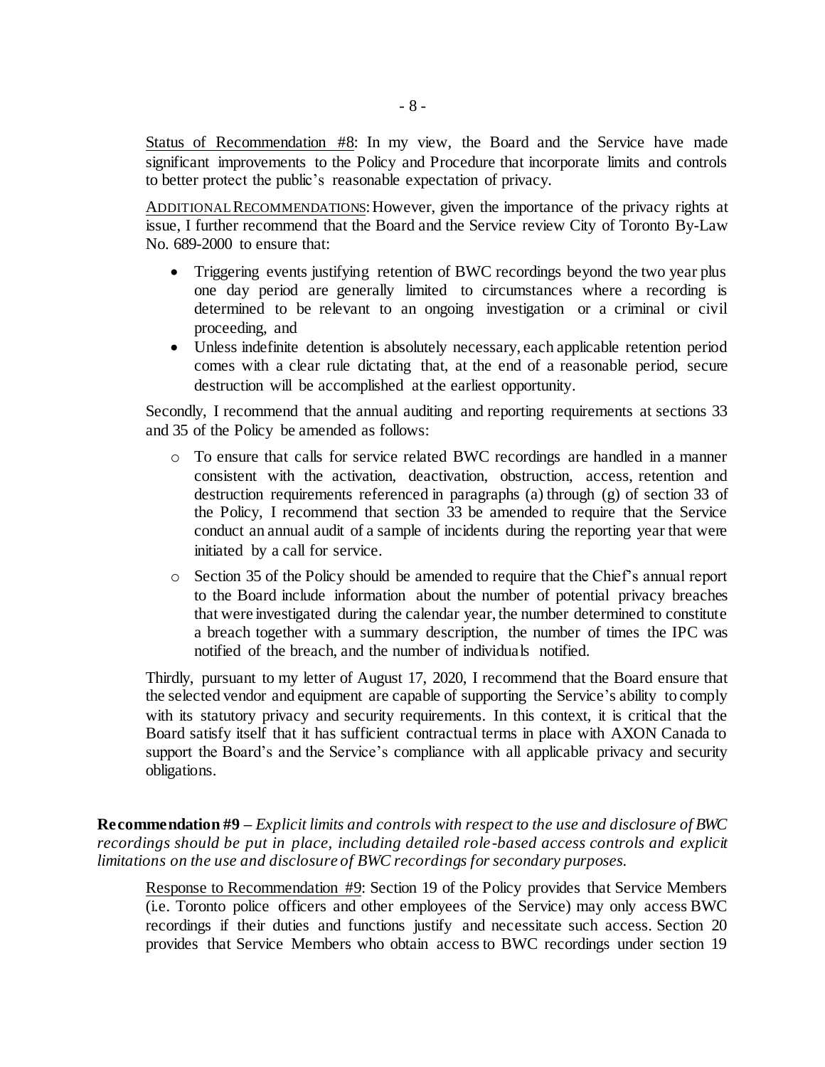Status of Recommendation #8: In my view, the Board and the Service have made significant improvements to the Policy and Procedure that incorporate limits and controls to better protect the public's reasonable expectation of privacy.

ADDITIONAL RECOMMENDATIONS: However, given the importance of the privacy rights at issue, I further recommend that the Board and the Service review City of Toronto By-Law No. 689-2000 to ensure that:

- Triggering events justifying retention of BWC recordings beyond the two year plus one day period are generally limited to circumstances where a recording is determined to be relevant to an ongoing investigation or a criminal or civil proceeding, and
- Unless indefinite detention is absolutely necessary, each applicable retention period comes with a clear rule dictating that, at the end of a reasonable period, secure destruction will be accomplished at the earliest opportunity.

Secondly, I recommend that the annual auditing and reporting requirements at sections 33 and 35 of the Policy be amended as follows:

- To ensure that calls for service related BWC recordings are handled in a manner consistent with the activation, deactivation, obstruction, access, retention and destruction requirements referenced in paragraphs (a) through (g) of section 33 of the Policy, I recommend that section 33 be amended to require that the Service conduct an annual audit of a sample of incidents during the reporting year that were initiated by a call for service.
- Section 35 of the Policy should be amended to require that the Chief's annual report to the Board include information about the number of potential privacy breaches that were investigated during the calendar year, the number determined to constitute a breach together with a summary description, the number of times the IPC was notified of the breach, and the number of individuals notified.

Thirdly, pursuant to my letter of August 17, 2020, I recommend that the Board ensure that the selected vendor and equipment are capable of supporting the Service's ability to comply with its statutory privacy and security requirements. In this context, it is critical that the Board satisfy itself that it has sufficient contractual terms in place with AXON Canada to support the Board's and the Service's compliance with all applicable privacy and security obligations.

**Recommendation #9** – *Explicit limits and controls with respect to the use and disclosure of BWC recordings should be put in place, including detailed role-based access controls and explicit limitations on the use and disclosure of BWC recordings for secondary purposes.*

Response to Recommendation #9: Section 19 of the Policy provides that Service Members (i.e. Toronto police officers and other employees of the Service) may only access BWC recordings if their duties and functions justify and necessitate such access. Section 20 provides that Service Members who obtain access to BWC recordings under section 19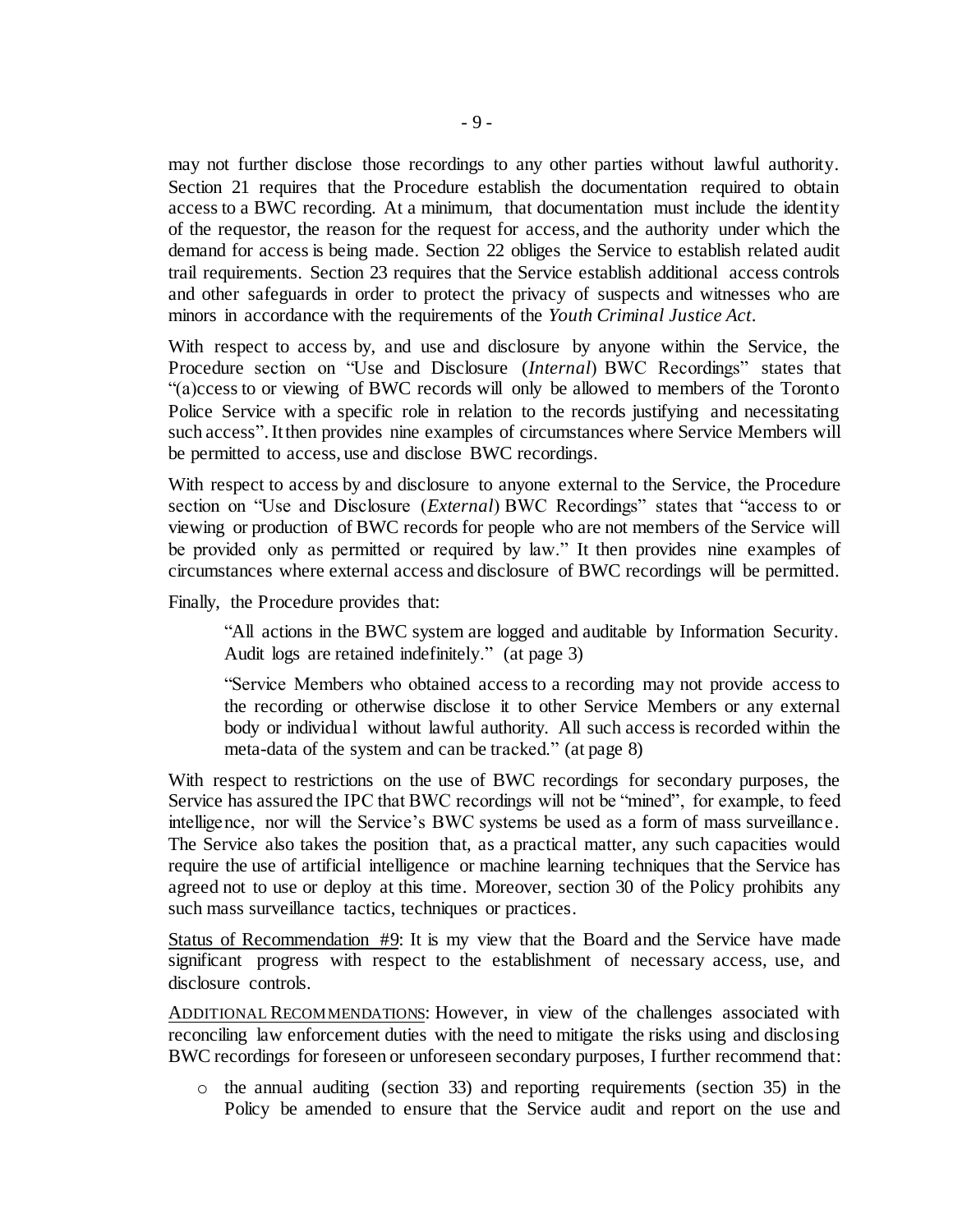may not further disclose those recordings to any other parties without lawful authority. Section 21 requires that the Procedure establish the documentation required to obtain access to a BWC recording. At a minimum, that documentation must include the identity of the requestor, the reason for the request for access, and the authority under which the demand for access is being made. Section 22 obliges the Service to establish related audit trail requirements. Section 23 requires that the Service establish additional access controls and other safeguards in order to protect the privacy of suspects and witnesses who are minors in accordance with the requirements of the *Youth Criminal Justice Act*.

With respect to access by, and use and disclosure by anyone within the Service, the Procedure section on "Use and Disclosure (*Internal*) BWC Recordings" states that "(a)ccess to or viewing of BWC records will only be allowed to members of the Toronto Police Service with a specific role in relation to the records justifying and necessitating such access". It then provides nine examples of circumstances where Service Members will be permitted to access, use and disclose BWC recordings.

With respect to access by and disclosure to anyone external to the Service, the Procedure section on "Use and Disclosure (*External*) BWC Recordings" states that "access to or viewing or production of BWC records for people who are not members of the Service will be provided only as permitted or required by law." It then provides nine examples of circumstances where external access and disclosure of BWC recordings will be permitted.

Finally, the Procedure provides that:

> "All actions in the BWC system are logged and auditable by Information Security. Audit logs are retained indefinitely." (at page 3)
>
> "Service Members who obtained access to a recording may not provide access to the recording or otherwise disclose it to other Service Members or any external body or individual without lawful authority. All such access is recorded within the meta-data of the system and can be tracked." (at page 8)

With respect to restrictions on the use of BWC recordings for secondary purposes, the Service has assured the IPC that BWC recordings will not be "mined", for example, to feed intelligence, nor will the Service's BWC systems be used as a form of mass surveillance. The Service also takes the position that, as a practical matter, any such capacities would require the use of artificial intelligence or machine learning techniques that the Service has agreed not to use or deploy at this time. Moreover, section 30 of the Policy prohibits any such mass surveillance tactics, techniques or practices.

<u>Status of Recommendation #9</u>: It is my view that the Board and the Service have made significant progress with respect to the establishment of necessary access, use, and disclosure controls.

<u>ADDITIONAL RECOMMENDATIONS</u>: However, in view of the challenges associated with reconciling law enforcement duties with the need to mitigate the risks using and disclosing BWC recordings for foreseen or unforeseen secondary purposes, I further recommend that:

- the annual auditing (section 33) and reporting requirements (section 35) in the Policy be amended to ensure that the Service audit and report on the use and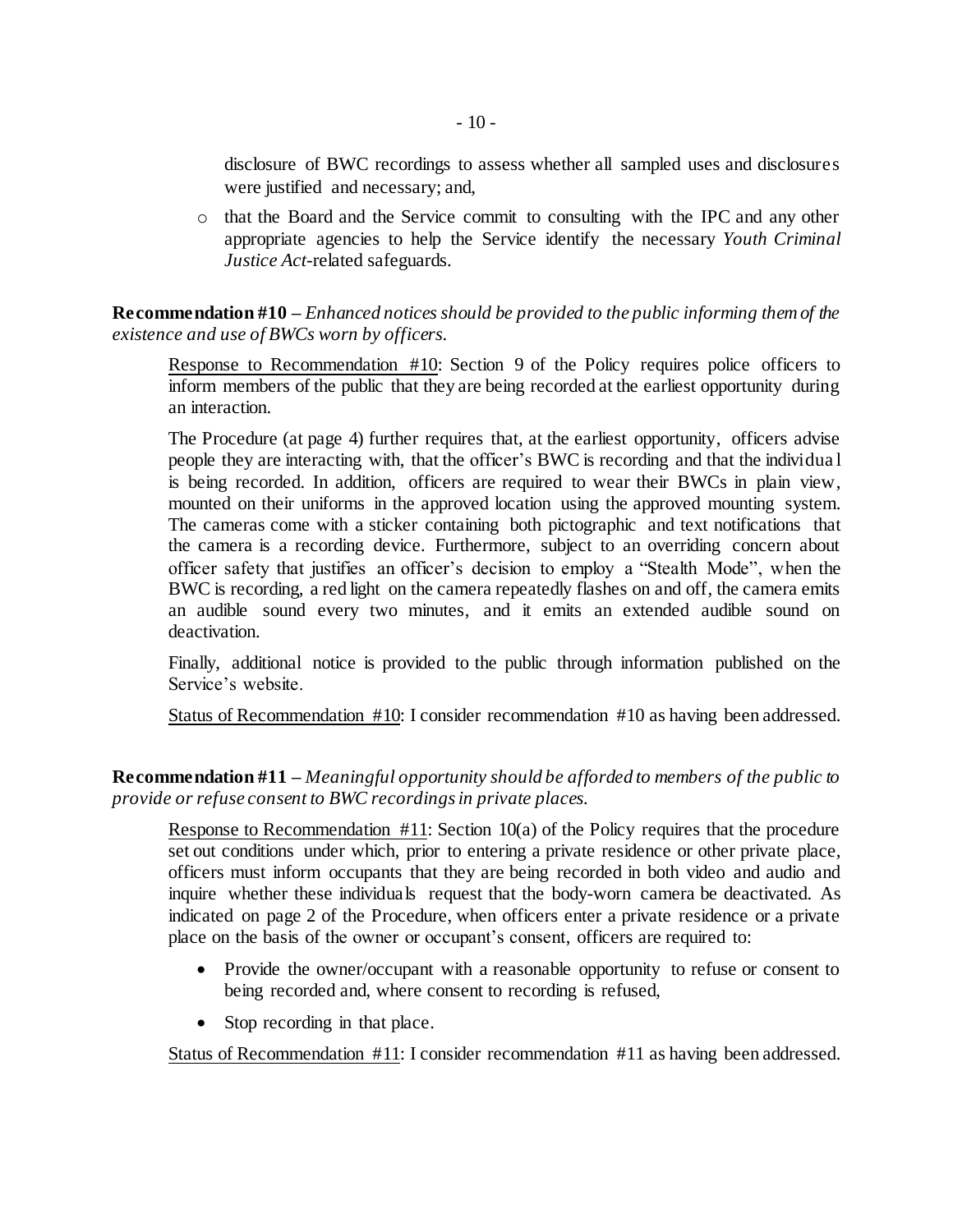disclosure of BWC recordings to assess whether all sampled uses and disclosures were justified and necessary; and,

- that the Board and the Service commit to consulting with the IPC and any other appropriate agencies to help the Service identify the necessary *Youth Criminal Justice Act*-related safeguards.

**Recommendation #10 –** *Enhanced notices should be provided to the public informing them of the existence and use of BWCs worn by officers.*

Response to Recommendation #10: Section 9 of the Policy requires police officers to inform members of the public that they are being recorded at the earliest opportunity during an interaction.

The Procedure (at page 4) further requires that, at the earliest opportunity, officers advise people they are interacting with, that the officer's BWC is recording and that the individual is being recorded. In addition, officers are required to wear their BWCs in plain view, mounted on their uniforms in the approved location using the approved mounting system. The cameras come with a sticker containing both pictographic and text notifications that the camera is a recording device. Furthermore, subject to an overriding concern about officer safety that justifies an officer's decision to employ a "Stealth Mode", when the BWC is recording, a red light on the camera repeatedly flashes on and off, the camera emits an audible sound every two minutes, and it emits an extended audible sound on deactivation.

Finally, additional notice is provided to the public through information published on the Service's website.

Status of Recommendation #10: I consider recommendation #10 as having been addressed.

**Recommendation #11 –** *Meaningful opportunity should be afforded to members of the public to provide or refuse consent to BWC recordings in private places.*

Response to Recommendation #11: Section 10(a) of the Policy requires that the procedure set out conditions under which, prior to entering a private residence or other private place, officers must inform occupants that they are being recorded in both video and audio and inquire whether these individuals request that the body-worn camera be deactivated. As indicated on page 2 of the Procedure, when officers enter a private residence or a private place on the basis of the owner or occupant's consent, officers are required to:

- Provide the owner/occupant with a reasonable opportunity to refuse or consent to being recorded and, where consent to recording is refused,
- Stop recording in that place.

Status of Recommendation #11: I consider recommendation #11 as having been addressed.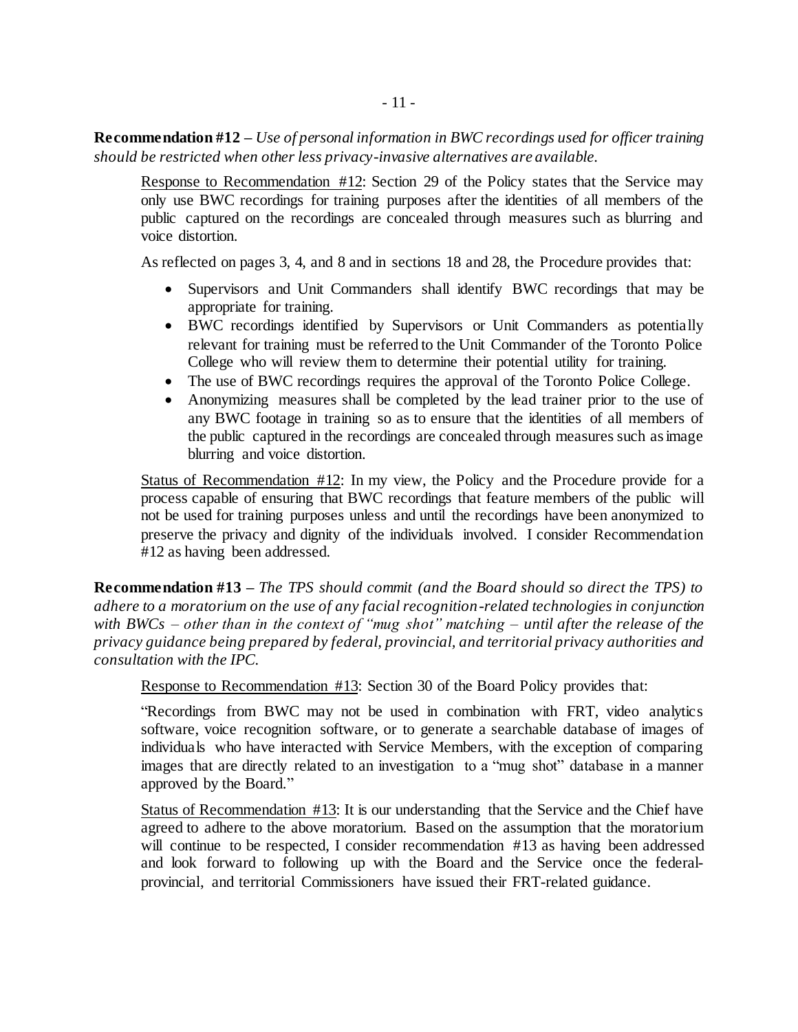**Recommendation #12 –** *Use of personal information in BWC recordings used for officer training should be restricted when other less privacy-invasive alternatives are available.*

Response to Recommendation #12: Section 29 of the Policy states that the Service may only use BWC recordings for training purposes after the identities of all members of the public captured on the recordings are concealed through measures such as blurring and voice distortion.

As reflected on pages 3, 4, and 8 and in sections 18 and 28, the Procedure provides that:

- Supervisors and Unit Commanders shall identify BWC recordings that may be appropriate for training.
- BWC recordings identified by Supervisors or Unit Commanders as potentially relevant for training must be referred to the Unit Commander of the Toronto Police College who will review them to determine their potential utility for training.
- The use of BWC recordings requires the approval of the Toronto Police College.
- Anonymizing measures shall be completed by the lead trainer prior to the use of any BWC footage in training so as to ensure that the identities of all members of the public captured in the recordings are concealed through measures such as image blurring and voice distortion.

Status of Recommendation #12: In my view, the Policy and the Procedure provide for a process capable of ensuring that BWC recordings that feature members of the public will not be used for training purposes unless and until the recordings have been anonymized to preserve the privacy and dignity of the individuals involved. I consider Recommendation #12 as having been addressed.

**Recommendation #13 –** *The TPS should commit (and the Board should so direct the TPS) to adhere to a moratorium on the use of any facial recognition-related technologies in conjunction with BWCs – other than in the context of "mug shot" matching – until after the release of the privacy guidance being prepared by federal, provincial, and territorial privacy authorities and consultation with the IPC.*

Response to Recommendation #13: Section 30 of the Board Policy provides that:

"Recordings from BWC may not be used in combination with FRT, video analytics software, voice recognition software, or to generate a searchable database of images of individuals who have interacted with Service Members, with the exception of comparing images that are directly related to an investigation to a "mug shot" database in a manner approved by the Board."

Status of Recommendation #13: It is our understanding that the Service and the Chief have agreed to adhere to the above moratorium. Based on the assumption that the moratorium will continue to be respected, I consider recommendation #13 as having been addressed and look forward to following up with the Board and the Service once the federal-provincial, and territorial Commissioners have issued their FRT-related guidance.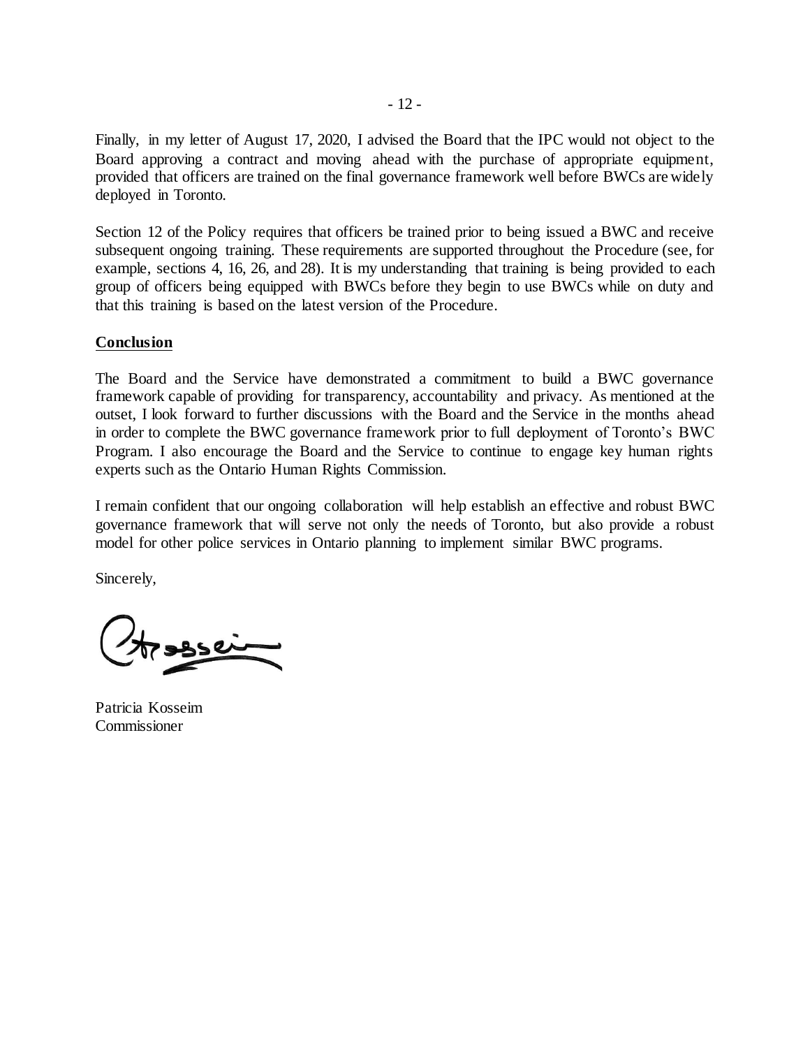Finally, in my letter of August 17, 2020, I advised the Board that the IPC would not object to the Board approving a contract and moving ahead with the purchase of appropriate equipment, provided that officers are trained on the final governance framework well before BWCs are widely deployed in Toronto.

Section 12 of the Policy requires that officers be trained prior to being issued a BWC and receive subsequent ongoing training. These requirements are supported throughout the Procedure (see, for example, sections 4, 16, 26, and 28). It is my understanding that training is being provided to each group of officers being equipped with BWCs before they begin to use BWCs while on duty and that this training is based on the latest version of the Procedure.

**Conclusion**

The Board and the Service have demonstrated a commitment to build a BWC governance framework capable of providing for transparency, accountability and privacy. As mentioned at the outset, I look forward to further discussions with the Board and the Service in the months ahead in order to complete the BWC governance framework prior to full deployment of Toronto's BWC Program. I also encourage the Board and the Service to continue to engage key human rights experts such as the Ontario Human Rights Commission.

I remain confident that our ongoing collaboration will help establish an effective and robust BWC governance framework that will serve not only the needs of Toronto, but also provide a robust model for other police services in Ontario planning to implement similar BWC programs.

Sincerely,

Patricia Kosseim
Commissioner